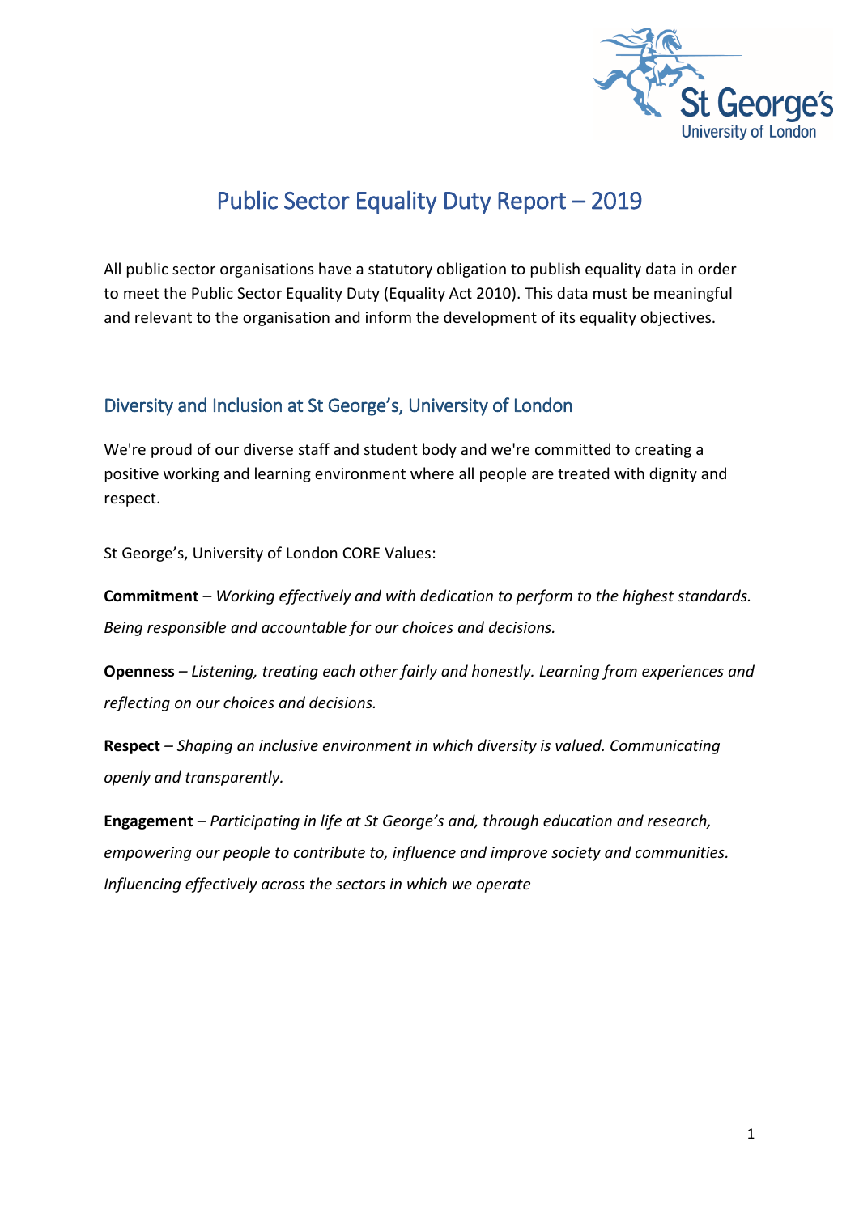# Public Sector Equality Duty Report – 2019

All public sector organisations have a statutory obligation to publish equality data in order to meet the Public Sector Equality Duty (Equality Act 2010). This data must be meaningful and relevant to the organisation and inform the development of its equality objectives.

## Diversity and Inclusion at St George's, University of London

We're proud of our diverse staff and student body and we're committed to creating a positive working and learning environment where all people are treated with dignity and respect.

St George's, University of London CORE Values:

**Commitment** – *Working effectively and with dedication to perform to the highest standards. Being responsible and accountable for our choices and decisions.*

**Openness** – *Listening, treating each other fairly and honestly. Learning from experiences and reflecting on our choices and decisions.*

**Respect** – *Shaping an inclusive environment in which diversity is valued. Communicating openly and transparently.*

**Engagement** – *Participating in life at St George's and, through education and research, empowering our people to contribute to, influence and improve society and communities. Influencing effectively across the sectors in which we operate*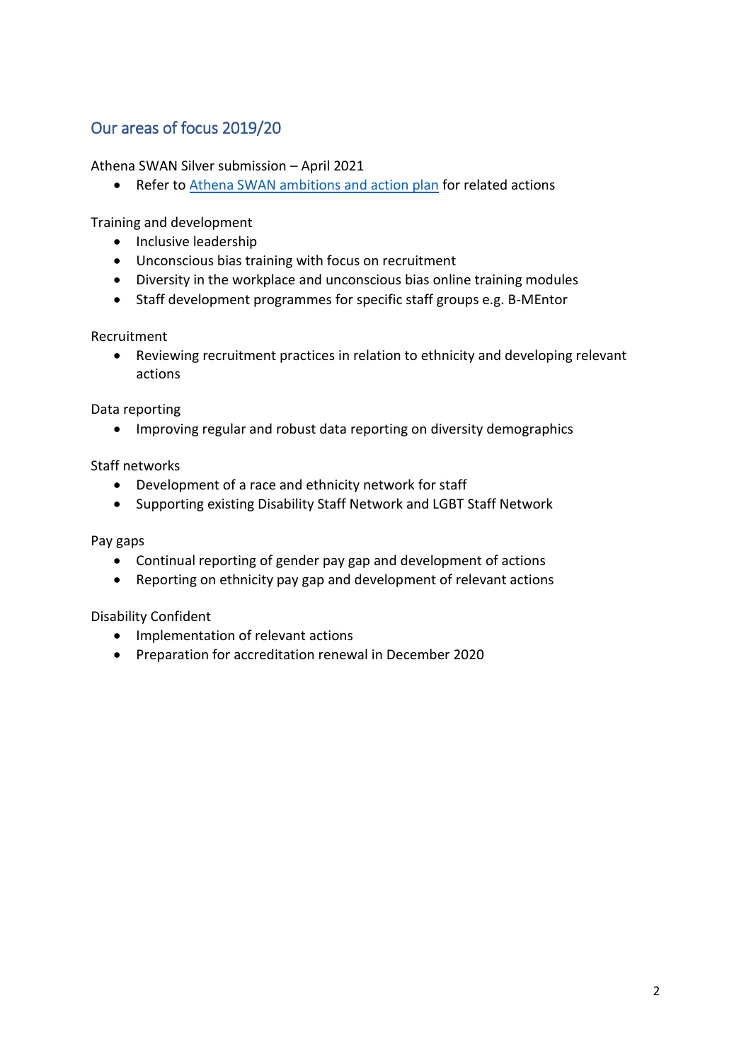## Our areas of focus 2019/20

Athena SWAN Silver submission – April 2021

- Refer to [Athena SWAN ambitions and action plan] for related actions

Training and development

- Inclusive leadership
- Unconscious bias training with focus on recruitment
- Diversity in the workplace and unconscious bias online training modules
- Staff development programmes for specific staff groups e.g. B-MEntor

Recruitment

- Reviewing recruitment practices in relation to ethnicity and developing relevant actions

Data reporting

- Improving regular and robust data reporting on diversity demographics

Staff networks

- Development of a race and ethnicity network for staff
- Supporting existing Disability Staff Network and LGBT Staff Network

Pay gaps

- Continual reporting of gender pay gap and development of actions
- Reporting on ethnicity pay gap and development of relevant actions

Disability Confident

- Implementation of relevant actions
- Preparation for accreditation renewal in December 2020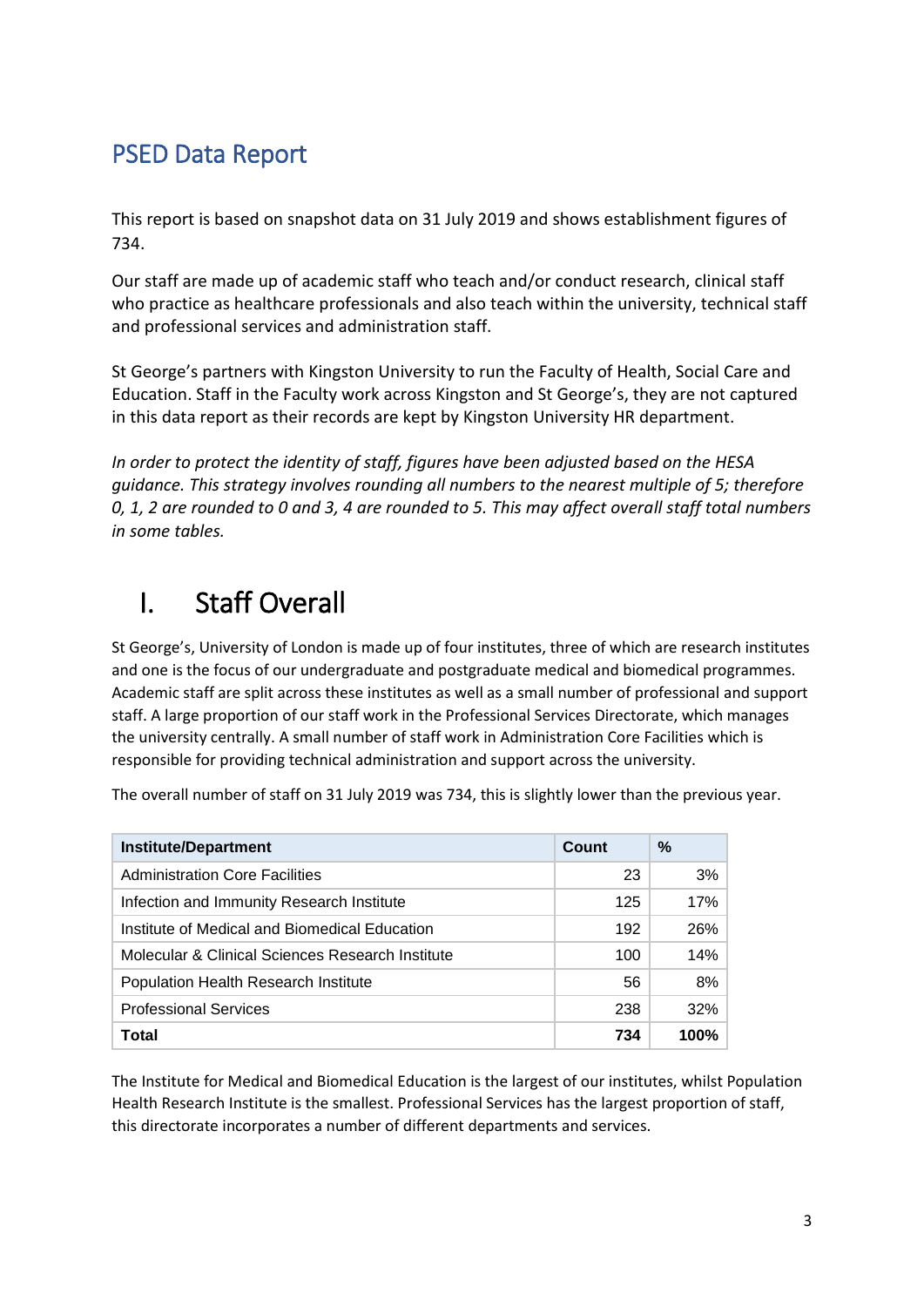## PSED Data Report

This report is based on snapshot data on 31 July 2019 and shows establishment figures of 734.

Our staff are made up of academic staff who teach and/or conduct research, clinical staff who practice as healthcare professionals and also teach within the university, technical staff and professional services and administration staff.

St George's partners with Kingston University to run the Faculty of Health, Social Care and Education. Staff in the Faculty work across Kingston and St George's, they are not captured in this data report as their records are kept by Kingston University HR department.

*In order to protect the identity of staff, figures have been adjusted based on the HESA guidance. This strategy involves rounding all numbers to the nearest multiple of 5; therefore 0, 1, 2 are rounded to 0 and 3, 4 are rounded to 5. This may affect overall staff total numbers in some tables.*

# I. Staff Overall

St George's, University of London is made up of four institutes, three of which are research institutes and one is the focus of our undergraduate and postgraduate medical and biomedical programmes. Academic staff are split across these institutes as well as a small number of professional and support staff. A large proportion of our staff work in the Professional Services Directorate, which manages the university centrally. A small number of staff work in Administration Core Facilities which is responsible for providing technical administration and support across the university.

The overall number of staff on 31 July 2019 was 734, this is slightly lower than the previous year.

| Institute/Department | Count | % |
|---|---|---|
| Administration Core Facilities | 23 | 3% |
| Infection and Immunity Research Institute | 125 | 17% |
| Institute of Medical and Biomedical Education | 192 | 26% |
| Molecular & Clinical Sciences Research Institute | 100 | 14% |
| Population Health Research Institute | 56 | 8% |
| Professional Services | 238 | 32% |
| **Total** | **734** | **100%** |

The Institute for Medical and Biomedical Education is the largest of our institutes, whilst Population Health Research Institute is the smallest. Professional Services has the largest proportion of staff, this directorate incorporates a number of different departments and services.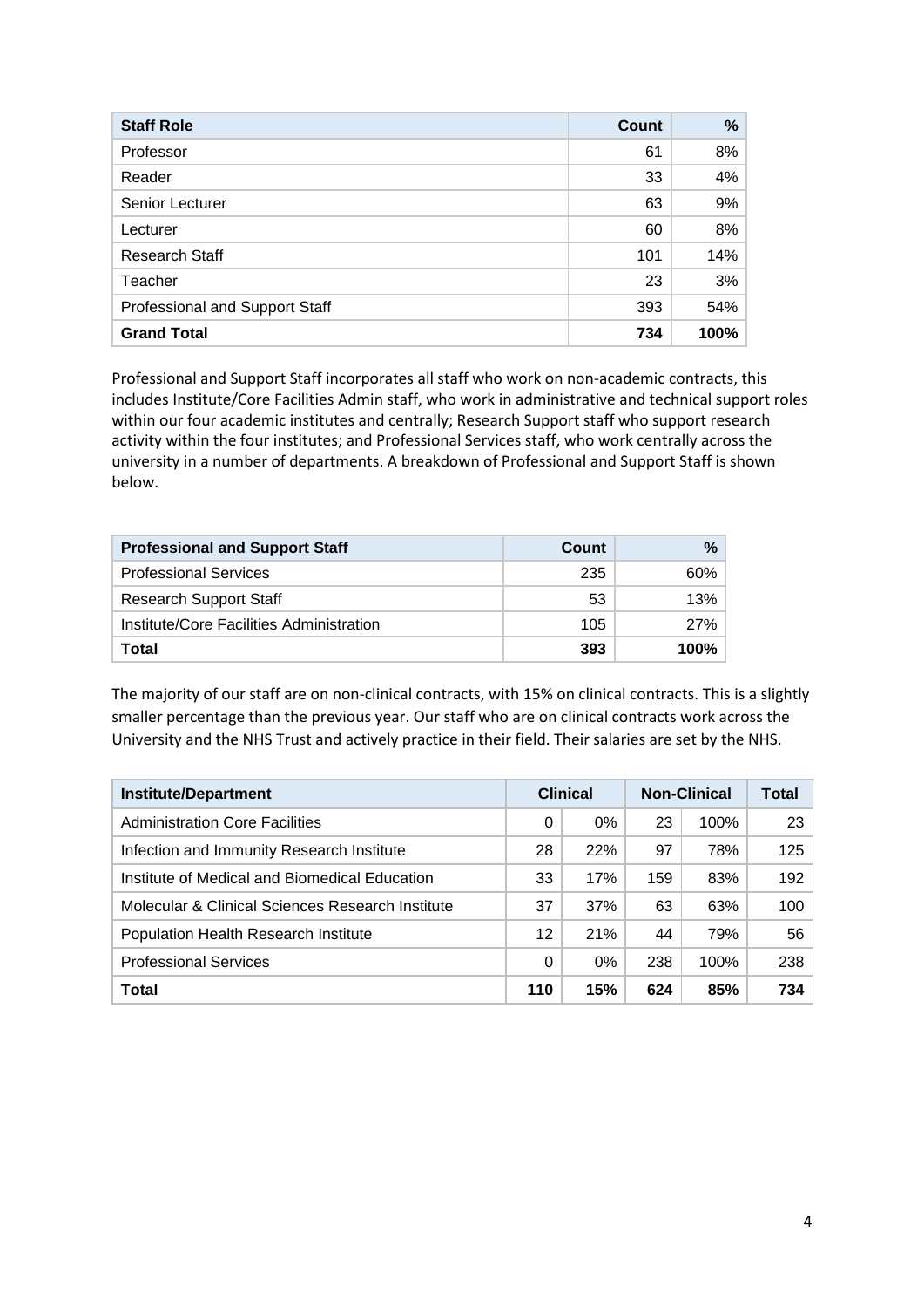| Staff Role | Count | % |
|---|---|---|
| Professor | 61 | 8% |
| Reader | 33 | 4% |
| Senior Lecturer | 63 | 9% |
| Lecturer | 60 | 8% |
| Research Staff | 101 | 14% |
| Teacher | 23 | 3% |
| Professional and Support Staff | 393 | 54% |
| **Grand Total** | **734** | **100%** |

Professional and Support Staff incorporates all staff who work on non-academic contracts, this includes Institute/Core Facilities Admin staff, who work in administrative and technical support roles within our four academic institutes and centrally; Research Support staff who support research activity within the four institutes; and Professional Services staff, who work centrally across the university in a number of departments. A breakdown of Professional and Support Staff is shown below.

| Professional and Support Staff | Count | % |
|---|---|---|
| Professional Services | 235 | 60% |
| Research Support Staff | 53 | 13% |
| Institute/Core Facilities Administration | 105 | 27% |
| **Total** | **393** | **100%** |

The majority of our staff are on non-clinical contracts, with 15% on clinical contracts. This is a slightly smaller percentage than the previous year. Our staff who are on clinical contracts work across the University and the NHS Trust and actively practice in their field. Their salaries are set by the NHS.

| Institute/Department | Clinical | | Non-Clinical | | Total |
|---|---|---|---|---|---|
| Administration Core Facilities | 0 | 0% | 23 | 100% | 23 |
| Infection and Immunity Research Institute | 28 | 22% | 97 | 78% | 125 |
| Institute of Medical and Biomedical Education | 33 | 17% | 159 | 83% | 192 |
| Molecular & Clinical Sciences Research Institute | 37 | 37% | 63 | 63% | 100 |
| Population Health Research Institute | 12 | 21% | 44 | 79% | 56 |
| Professional Services | 0 | 0% | 238 | 100% | 238 |
| **Total** | **110** | **15%** | **624** | **85%** | **734** |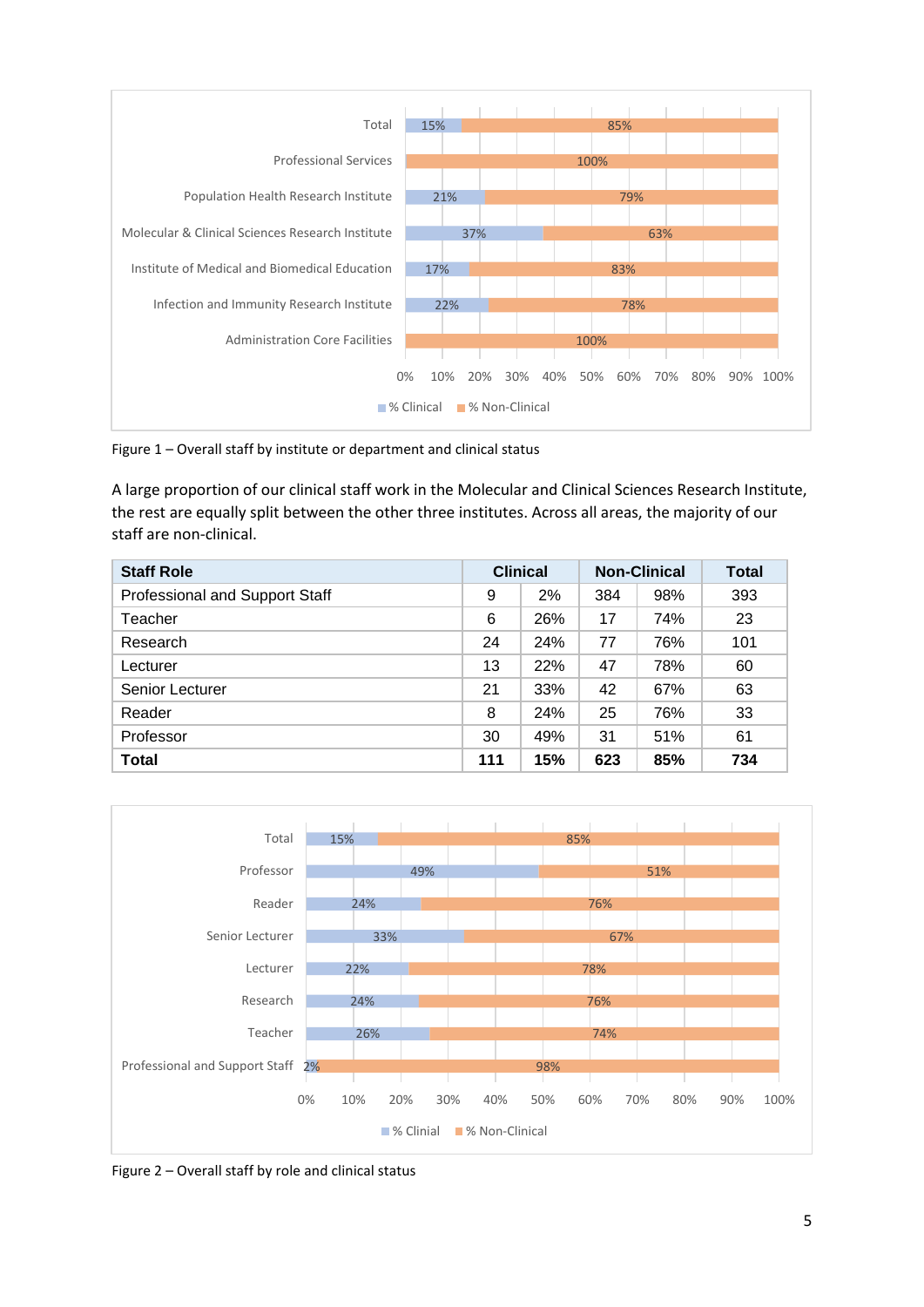Figure 1 – Overall staff by institute or department and clinical status

A large proportion of our clinical staff work in the Molecular and Clinical Sciences Research Institute, the rest are equally split between the other three institutes. Across all areas, the majority of our staff are non-clinical.

| Staff Role | Clinical | | Non-Clinical | | Total |
|---|---|---|---|---|---|
| Professional and Support Staff | 9 | 2% | 384 | 98% | 393 |
| Teacher | 6 | 26% | 17 | 74% | 23 |
| Research | 24 | 24% | 77 | 76% | 101 |
| Lecturer | 13 | 22% | 47 | 78% | 60 |
| Senior Lecturer | 21 | 33% | 42 | 67% | 63 |
| Reader | 8 | 24% | 25 | 76% | 33 |
| Professor | 30 | 49% | 31 | 51% | 61 |
| **Total** | **111** | **15%** | **623** | **85%** | **734** |

Figure 2 – Overall staff by role and clinical status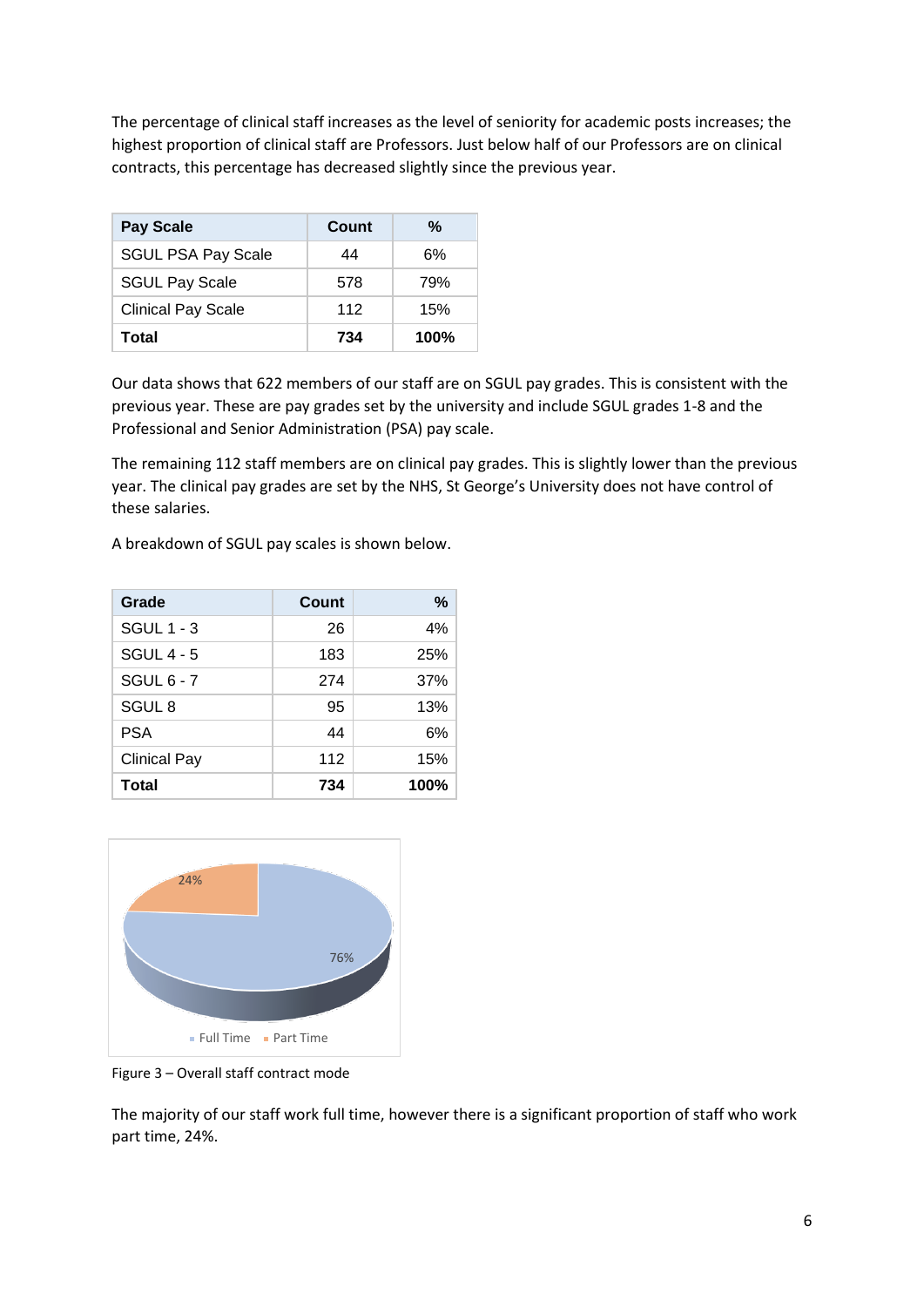The percentage of clinical staff increases as the level of seniority for academic posts increases; the highest proportion of clinical staff are Professors. Just below half of our Professors are on clinical contracts, this percentage has decreased slightly since the previous year.

| Pay Scale | Count | % |
|---|---|---|
| SGUL PSA Pay Scale | 44 | 6% |
| SGUL Pay Scale | 578 | 79% |
| Clinical Pay Scale | 112 | 15% |
| **Total** | **734** | **100%** |

Our data shows that 622 members of our staff are on SGUL pay grades. This is consistent with the previous year. These are pay grades set by the university and include SGUL grades 1-8 and the Professional and Senior Administration (PSA) pay scale.

The remaining 112 staff members are on clinical pay grades. This is slightly lower than the previous year. The clinical pay grades are set by the NHS, St George's University does not have control of these salaries.

A breakdown of SGUL pay scales is shown below.

| Grade | Count | % |
|---|---|---|
| SGUL 1 - 3 | 26 | 4% |
| SGUL 4 - 5 | 183 | 25% |
| SGUL 6 - 7 | 274 | 37% |
| SGUL 8 | 95 | 13% |
| PSA | 44 | 6% |
| Clinical Pay | 112 | 15% |
| **Total** | **734** | **100%** |

Figure 3 – Overall staff contract mode

The majority of our staff work full time, however there is a significant proportion of staff who work part time, 24%.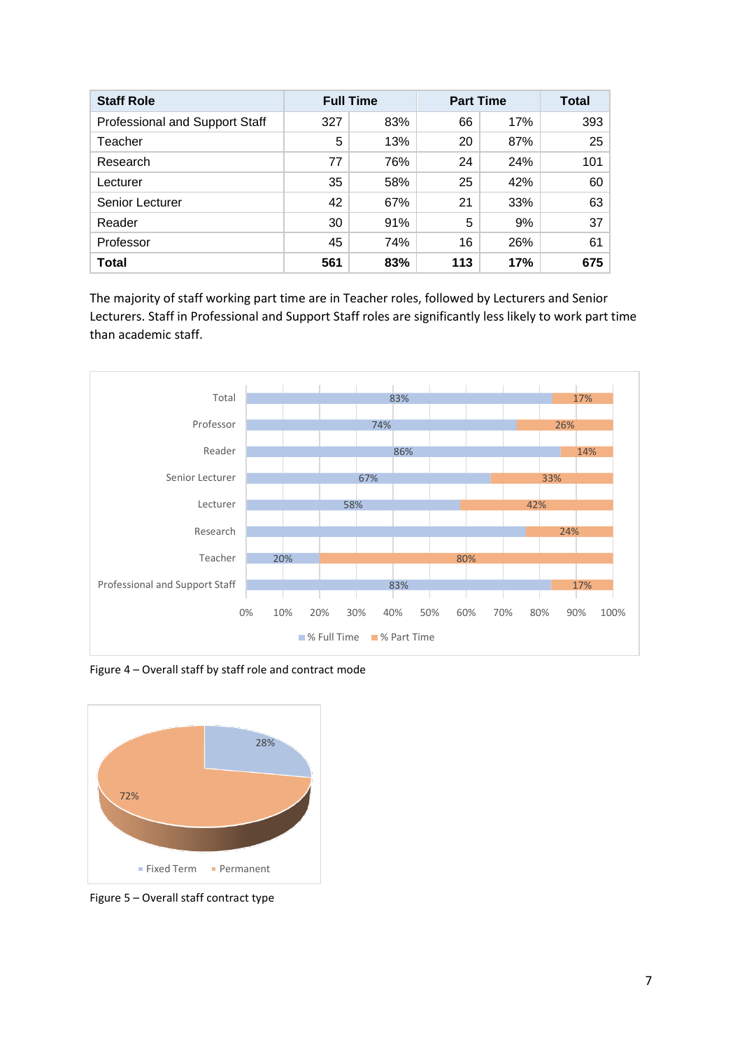| Staff Role | Full Time | | Part Time | | Total |
|---|---|---|---|---|---|
| Professional and Support Staff | 327 | 83% | 66 | 17% | 393 |
| Teacher | 5 | 13% | 20 | 87% | 25 |
| Research | 77 | 76% | 24 | 24% | 101 |
| Lecturer | 35 | 58% | 25 | 42% | 60 |
| Senior Lecturer | 42 | 67% | 21 | 33% | 63 |
| Reader | 30 | 91% | 5 | 9% | 37 |
| Professor | 45 | 74% | 16 | 26% | 61 |
| **Total** | **561** | **83%** | **113** | **17%** | **675** |

The majority of staff working part time are in Teacher roles, followed by Lecturers and Senior Lecturers. Staff in Professional and Support Staff roles are significantly less likely to work part time than academic staff.

Figure 4 – Overall staff by staff role and contract mode

Figure 5 – Overall staff contract type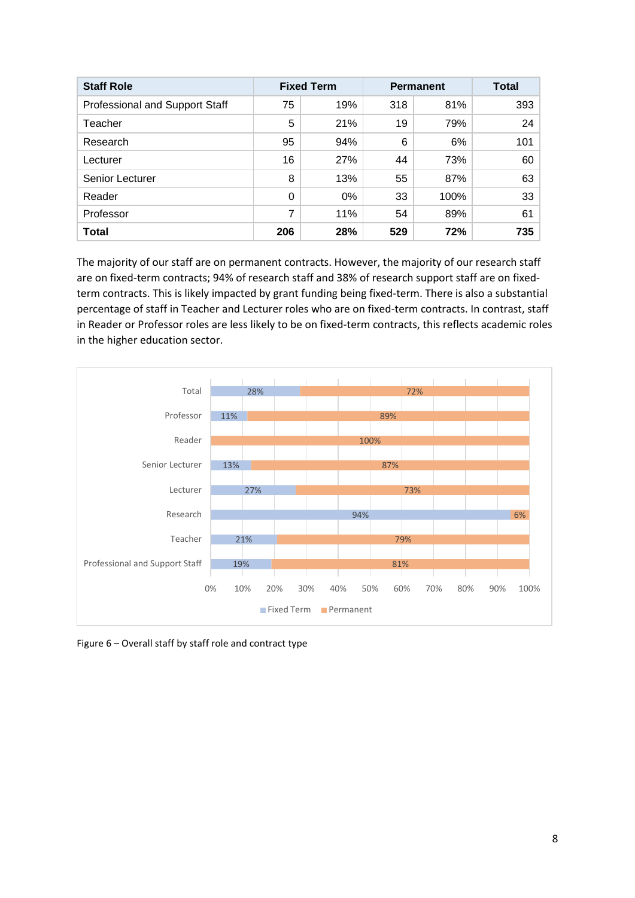| Staff Role | Fixed Term | | Permanent | | Total |
|---|---|---|---|---|---|
| Professional and Support Staff | 75 | 19% | 318 | 81% | 393 |
| Teacher | 5 | 21% | 19 | 79% | 24 |
| Research | 95 | 94% | 6 | 6% | 101 |
| Lecturer | 16 | 27% | 44 | 73% | 60 |
| Senior Lecturer | 8 | 13% | 55 | 87% | 63 |
| Reader | 0 | 0% | 33 | 100% | 33 |
| Professor | 7 | 11% | 54 | 89% | 61 |
| **Total** | **206** | **28%** | **529** | **72%** | **735** |

The majority of our staff are on permanent contracts. However, the majority of our research staff are on fixed-term contracts; 94% of research staff and 38% of research support staff are on fixed-term contracts. This is likely impacted by grant funding being fixed-term. There is also a substantial percentage of staff in Teacher and Lecturer roles who are on fixed-term contracts. In contrast, staff in Reader or Professor roles are less likely to be on fixed-term contracts, this reflects academic roles in the higher education sector.

Figure 6 – Overall staff by staff role and contract type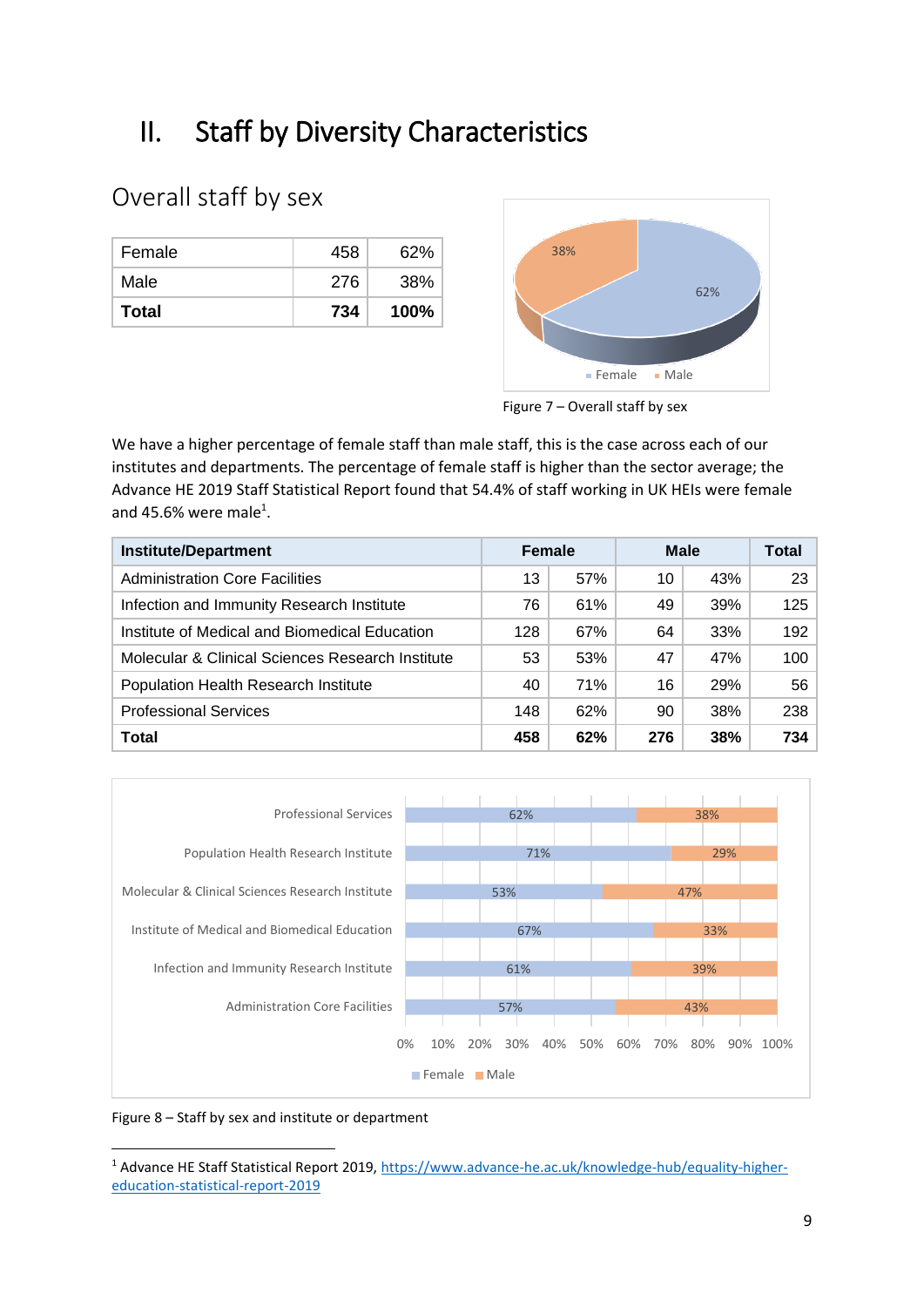# II. Staff by Diversity Characteristics

## Overall staff by sex

| Female | 458 | 62% |
|---|---|---|
| Male | 276 | 38% |
| **Total** | **734** | **100%** |

Figure 7 – Overall staff by sex

We have a higher percentage of female staff than male staff, this is the case across each of our institutes and departments. The percentage of female staff is higher than the sector average; the Advance HE 2019 Staff Statistical Report found that 54.4% of staff working in UK HEIs were female and 45.6% were male[1].

| Institute/Department | Female | | Male | | Total |
|---|---|---|---|---|---|
| Administration Core Facilities | 13 | 57% | 10 | 43% | 23 |
| Infection and Immunity Research Institute | 76 | 61% | 49 | 39% | 125 |
| Institute of Medical and Biomedical Education | 128 | 67% | 64 | 33% | 192 |
| Molecular & Clinical Sciences Research Institute | 53 | 53% | 47 | 47% | 100 |
| Population Health Research Institute | 40 | 71% | 16 | 29% | 56 |
| Professional Services | 148 | 62% | 90 | 38% | 238 |
| **Total** | **458** | **62%** | **276** | **38%** | **734** |

Figure 8 – Staff by sex and institute or department

[1] Advance HE Staff Statistical Report 2019, https://www.advance-he.ac.uk/knowledge-hub/equality-higher-education-statistical-report-2019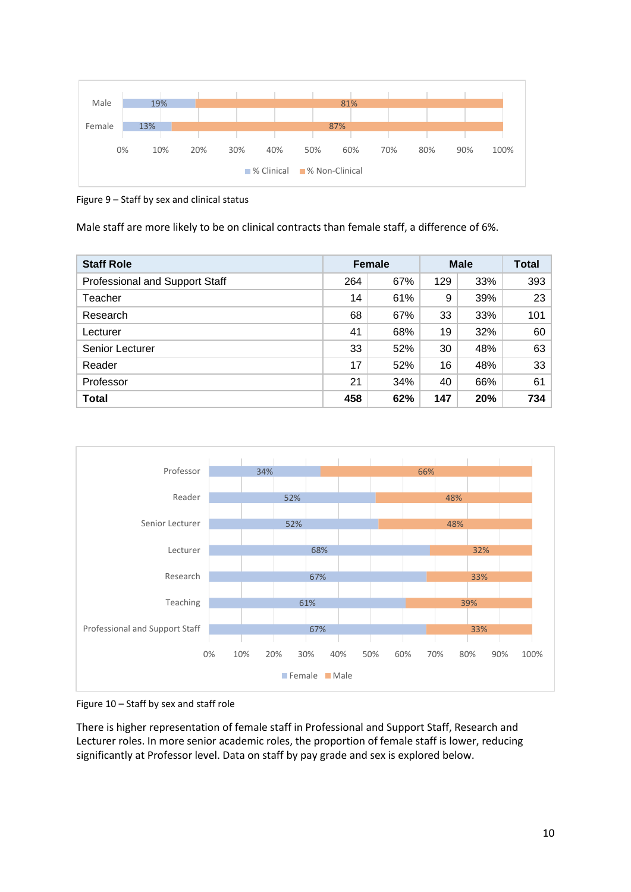Figure 9 – Staff by sex and clinical status

Male staff are more likely to be on clinical contracts than female staff, a difference of 6%.

| Staff Role | Female | | Male | | Total |
|---|---|---|---|---|---|
| Professional and Support Staff | 264 | 67% | 129 | 33% | 393 |
| Teacher | 14 | 61% | 9 | 39% | 23 |
| Research | 68 | 67% | 33 | 33% | 101 |
| Lecturer | 41 | 68% | 19 | 32% | 60 |
| Senior Lecturer | 33 | 52% | 30 | 48% | 63 |
| Reader | 17 | 52% | 16 | 48% | 33 |
| Professor | 21 | 34% | 40 | 66% | 61 |
| **Total** | **458** | **62%** | **147** | **20%** | **734** |

Figure 10 – Staff by sex and staff role

There is higher representation of female staff in Professional and Support Staff, Research and Lecturer roles. In more senior academic roles, the proportion of female staff is lower, reducing significantly at Professor level. Data on staff by pay grade and sex is explored below.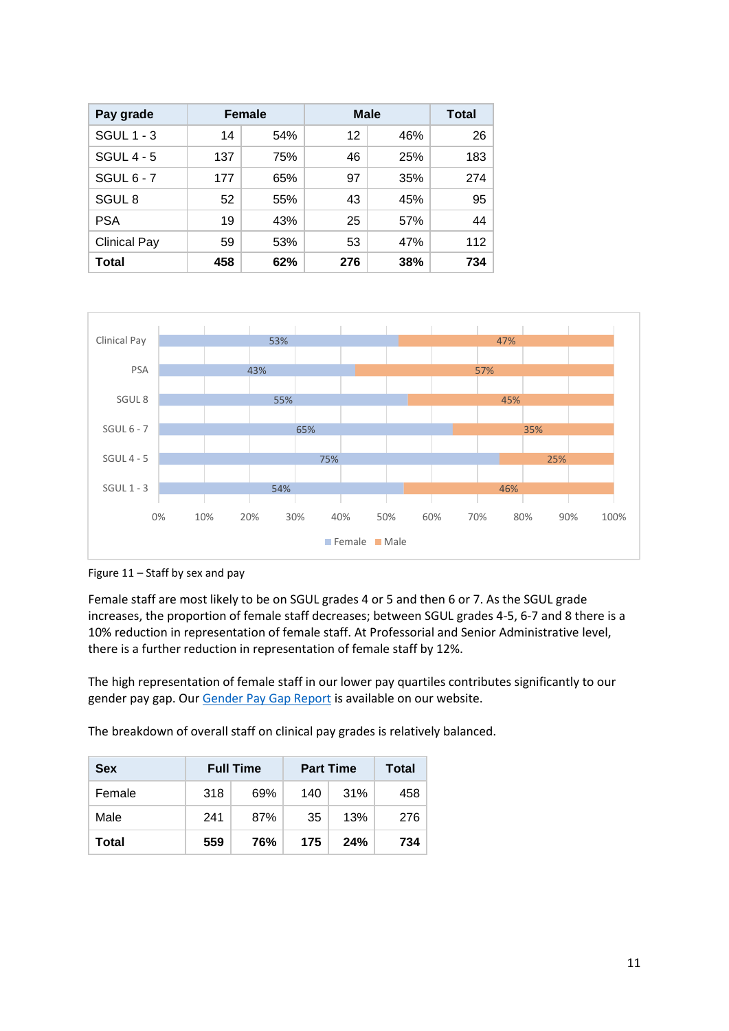| Pay grade | Female | | Male | | Total |
|---|---|---|---|---|---|
| SGUL 1 - 3 | 14 | 54% | 12 | 46% | 26 |
| SGUL 4 - 5 | 137 | 75% | 46 | 25% | 183 |
| SGUL 6 - 7 | 177 | 65% | 97 | 35% | 274 |
| SGUL 8 | 52 | 55% | 43 | 45% | 95 |
| PSA | 19 | 43% | 25 | 57% | 44 |
| Clinical Pay | 59 | 53% | 53 | 47% | 112 |
| **Total** | **458** | **62%** | **276** | **38%** | **734** |

Figure 11 – Staff by sex and pay

Female staff are most likely to be on SGUL grades 4 or 5 and then 6 or 7. As the SGUL grade increases, the proportion of female staff decreases; between SGUL grades 4-5, 6-7 and 8 there is a 10% reduction in representation of female staff. At Professorial and Senior Administrative level, there is a further reduction in representation of female staff by 12%.

The high representation of female staff in our lower pay quartiles contributes significantly to our gender pay gap. Our Gender Pay Gap Report is available on our website.

The breakdown of overall staff on clinical pay grades is relatively balanced.

| Sex | Full Time | | Part Time | | Total |
|---|---|---|---|---|---|
| Female | 318 | 69% | 140 | 31% | 458 |
| Male | 241 | 87% | 35 | 13% | 276 |
| **Total** | **559** | **76%** | **175** | **24%** | **734** |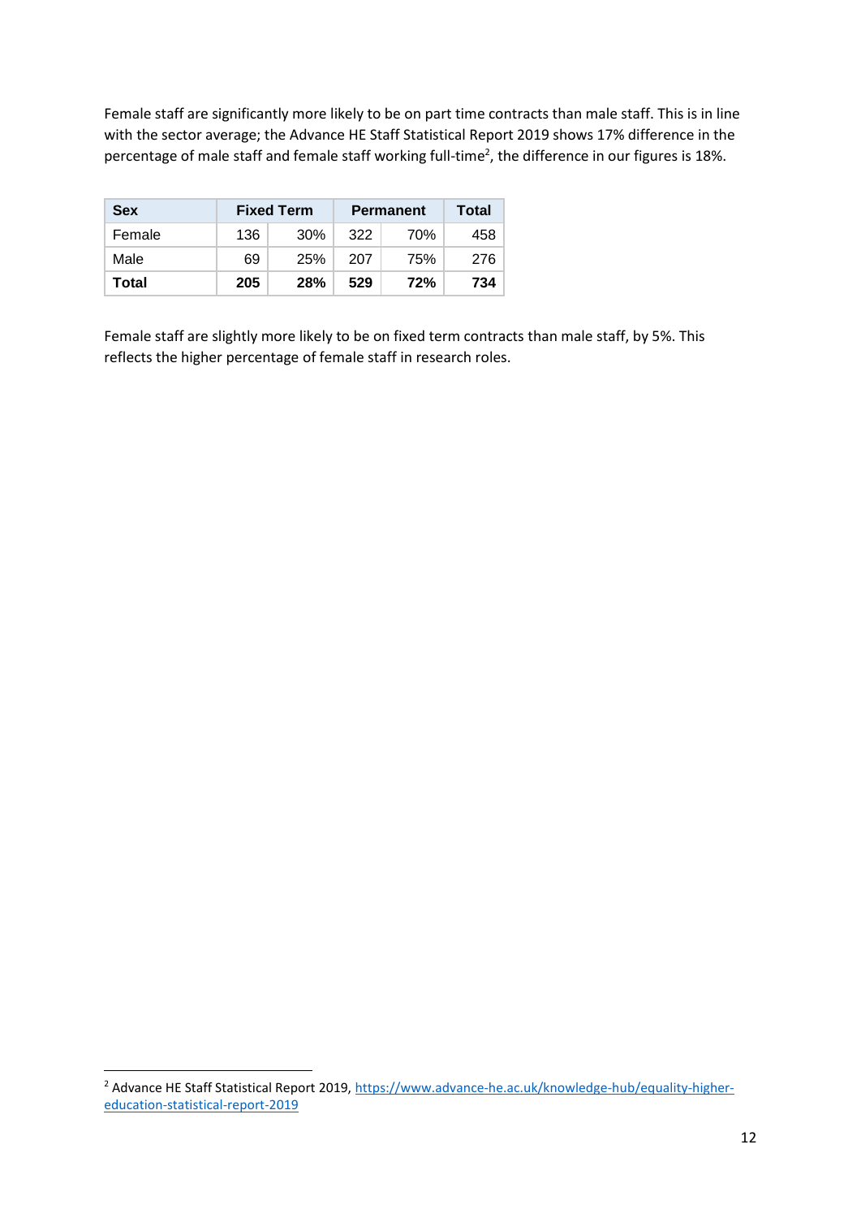Female staff are significantly more likely to be on part time contracts than male staff. This is in line with the sector average; the Advance HE Staff Statistical Report 2019 shows 17% difference in the percentage of male staff and female staff working full-time[2], the difference in our figures is 18%.

| Sex | Fixed Term | | Permanent | | Total |
|---|---|---|---|---|---|
| Female | 136 | 30% | 322 | 70% | 458 |
| Male | 69 | 25% | 207 | 75% | 276 |
| **Total** | **205** | **28%** | **529** | **72%** | **734** |

Female staff are slightly more likely to be on fixed term contracts than male staff, by 5%. This reflects the higher percentage of female staff in research roles.

[2] Advance HE Staff Statistical Report 2019, https://www.advance-he.ac.uk/knowledge-hub/equality-higher-education-statistical-report-2019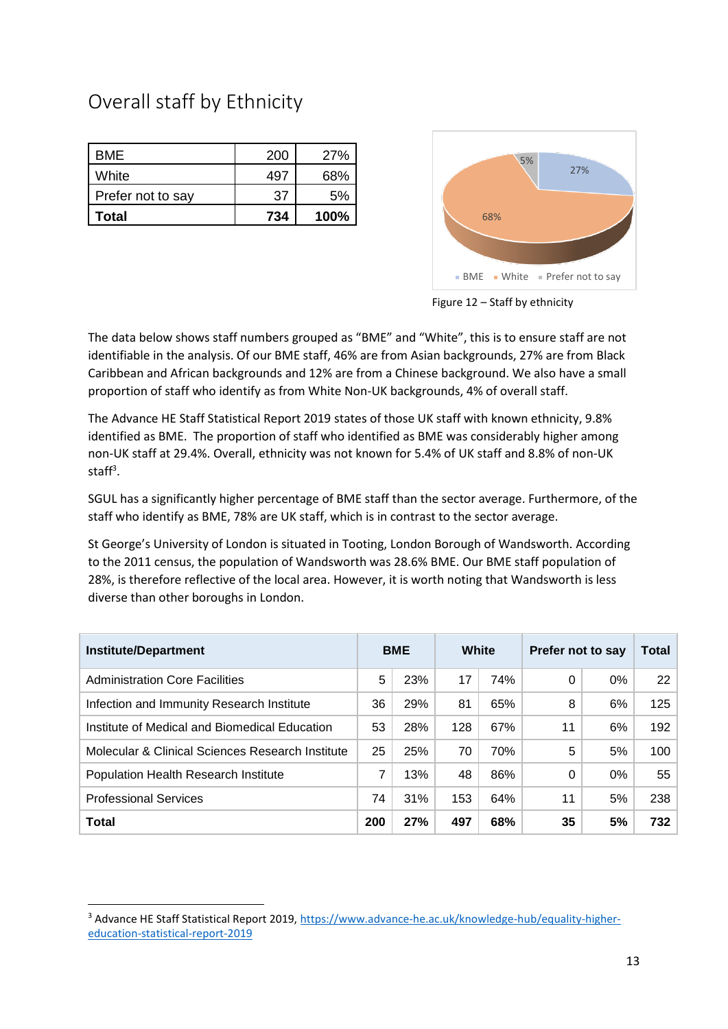## Overall staff by Ethnicity

| BME | 200 | 27% |
|---|---|---|
| White | 497 | 68% |
| Prefer not to say | 37 | 5% |
| **Total** | **734** | **100%** |

Figure 12 – Staff by ethnicity

The data below shows staff numbers grouped as "BME" and "White", this is to ensure staff are not identifiable in the analysis. Of our BME staff, 46% are from Asian backgrounds, 27% are from Black Caribbean and African backgrounds and 12% are from a Chinese background. We also have a small proportion of staff who identify as from White Non-UK backgrounds, 4% of overall staff.

The Advance HE Staff Statistical Report 2019 states of those UK staff with known ethnicity, 9.8% identified as BME. The proportion of staff who identified as BME was considerably higher among non-UK staff at 29.4%. Overall, ethnicity was not known for 5.4% of UK staff and 8.8% of non-UK staff[3].

SGUL has a significantly higher percentage of BME staff than the sector average. Furthermore, of the staff who identify as BME, 78% are UK staff, which is in contrast to the sector average.

St George's University of London is situated in Tooting, London Borough of Wandsworth. According to the 2011 census, the population of Wandsworth was 28.6% BME. Our BME staff population of 28%, is therefore reflective of the local area. However, it is worth noting that Wandsworth is less diverse than other boroughs in London.

| Institute/Department | BME | | White | | Prefer not to say | | Total |
|---|---|---|---|---|---|---|---|
| Administration Core Facilities | 5 | 23% | 17 | 74% | 0 | 0% | 22 |
| Infection and Immunity Research Institute | 36 | 29% | 81 | 65% | 8 | 6% | 125 |
| Institute of Medical and Biomedical Education | 53 | 28% | 128 | 67% | 11 | 6% | 192 |
| Molecular & Clinical Sciences Research Institute | 25 | 25% | 70 | 70% | 5 | 5% | 100 |
| Population Health Research Institute | 7 | 13% | 48 | 86% | 0 | 0% | 55 |
| Professional Services | 74 | 31% | 153 | 64% | 11 | 5% | 238 |
| **Total** | **200** | **27%** | **497** | **68%** | **35** | **5%** | **732** |

[3] Advance HE Staff Statistical Report 2019, https://www.advance-he.ac.uk/knowledge-hub/equality-higher-education-statistical-report-2019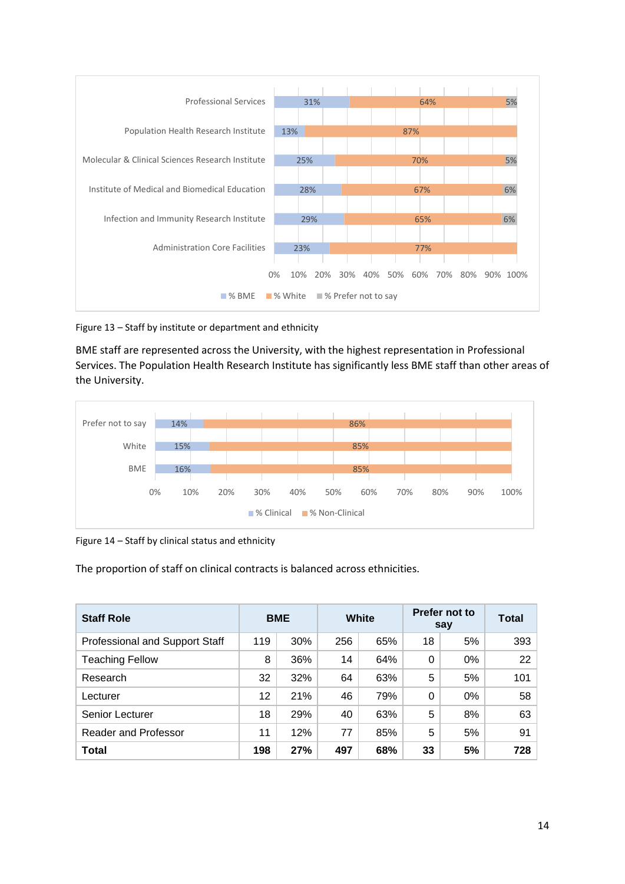| | % BME | % White | % Prefer not to say |
|---|---|---|---|
| Professional Services | 31% | 64% | 5% |
| Population Health Research Institute | 13% | 87% | |
| Molecular & Clinical Sciences Research Institute | 25% | 70% | 5% |
| Institute of Medical and Biomedical Education | 28% | 67% | 6% |
| Infection and Immunity Research Institute | 29% | 65% | 6% |
| Administration Core Facilities | 23% | 77% | |

Figure 13 – Staff by institute or department and ethnicity

BME staff are represented across the University, with the highest representation in Professional Services. The Population Health Research Institute has significantly less BME staff than other areas of the University.

| | % Clinical | % Non-Clinical |
|---|---|---|
| Prefer not to say | 14% | 86% |
| White | 15% | 85% |
| BME | 16% | 85% |

Figure 14 – Staff by clinical status and ethnicity

The proportion of staff on clinical contracts is balanced across ethnicities.

| Staff Role | BME | | White | | Prefer not to say | | Total |
|---|---|---|---|---|---|---|---|
| Professional and Support Staff | 119 | 30% | 256 | 65% | 18 | 5% | 393 |
| Teaching Fellow | 8 | 36% | 14 | 64% | 0 | 0% | 22 |
| Research | 32 | 32% | 64 | 63% | 5 | 5% | 101 |
| Lecturer | 12 | 21% | 46 | 79% | 0 | 0% | 58 |
| Senior Lecturer | 18 | 29% | 40 | 63% | 5 | 8% | 63 |
| Reader and Professor | 11 | 12% | 77 | 85% | 5 | 5% | 91 |
| **Total** | **198** | **27%** | **497** | **68%** | **33** | **5%** | **728** |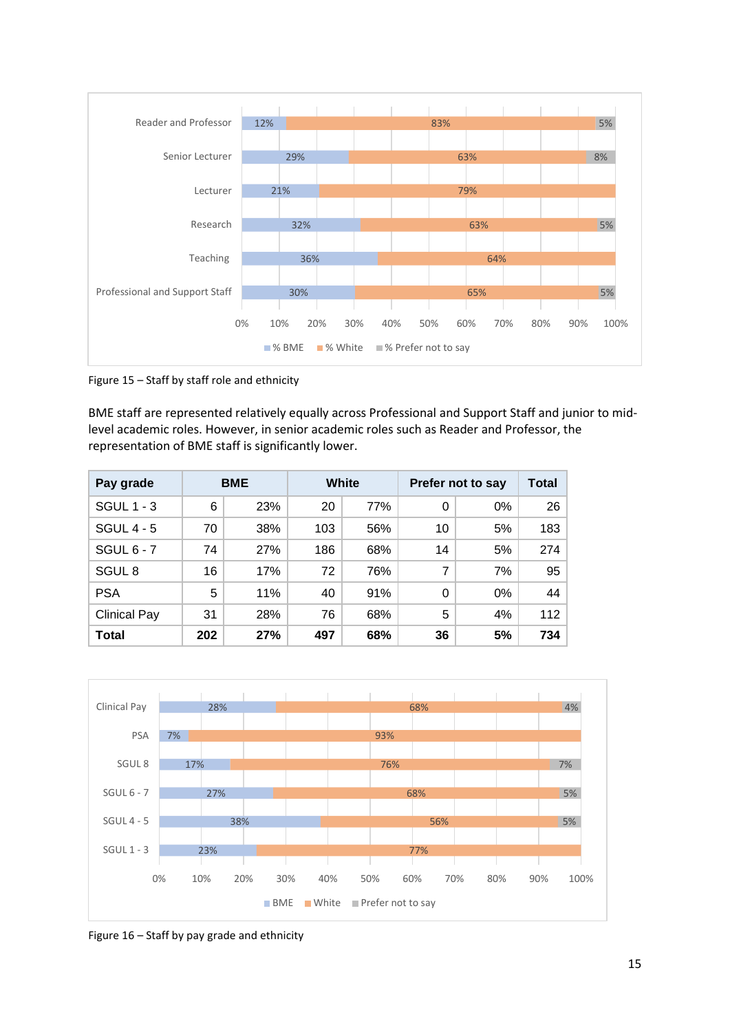Figure 15 – Staff by staff role and ethnicity

BME staff are represented relatively equally across Professional and Support Staff and junior to mid-level academic roles. However, in senior academic roles such as Reader and Professor, the representation of BME staff is significantly lower.

| Pay grade | BME | | White | | Prefer not to say | | Total |
|---|---|---|---|---|---|---|---|
| SGUL 1 - 3 | 6 | 23% | 20 | 77% | 0 | 0% | 26 |
| SGUL 4 - 5 | 70 | 38% | 103 | 56% | 10 | 5% | 183 |
| SGUL 6 - 7 | 74 | 27% | 186 | 68% | 14 | 5% | 274 |
| SGUL 8 | 16 | 17% | 72 | 76% | 7 | 7% | 95 |
| PSA | 5 | 11% | 40 | 91% | 0 | 0% | 44 |
| Clinical Pay | 31 | 28% | 76 | 68% | 5 | 4% | 112 |
| **Total** | **202** | **27%** | **497** | **68%** | **36** | **5%** | **734** |

Figure 16 – Staff by pay grade and ethnicity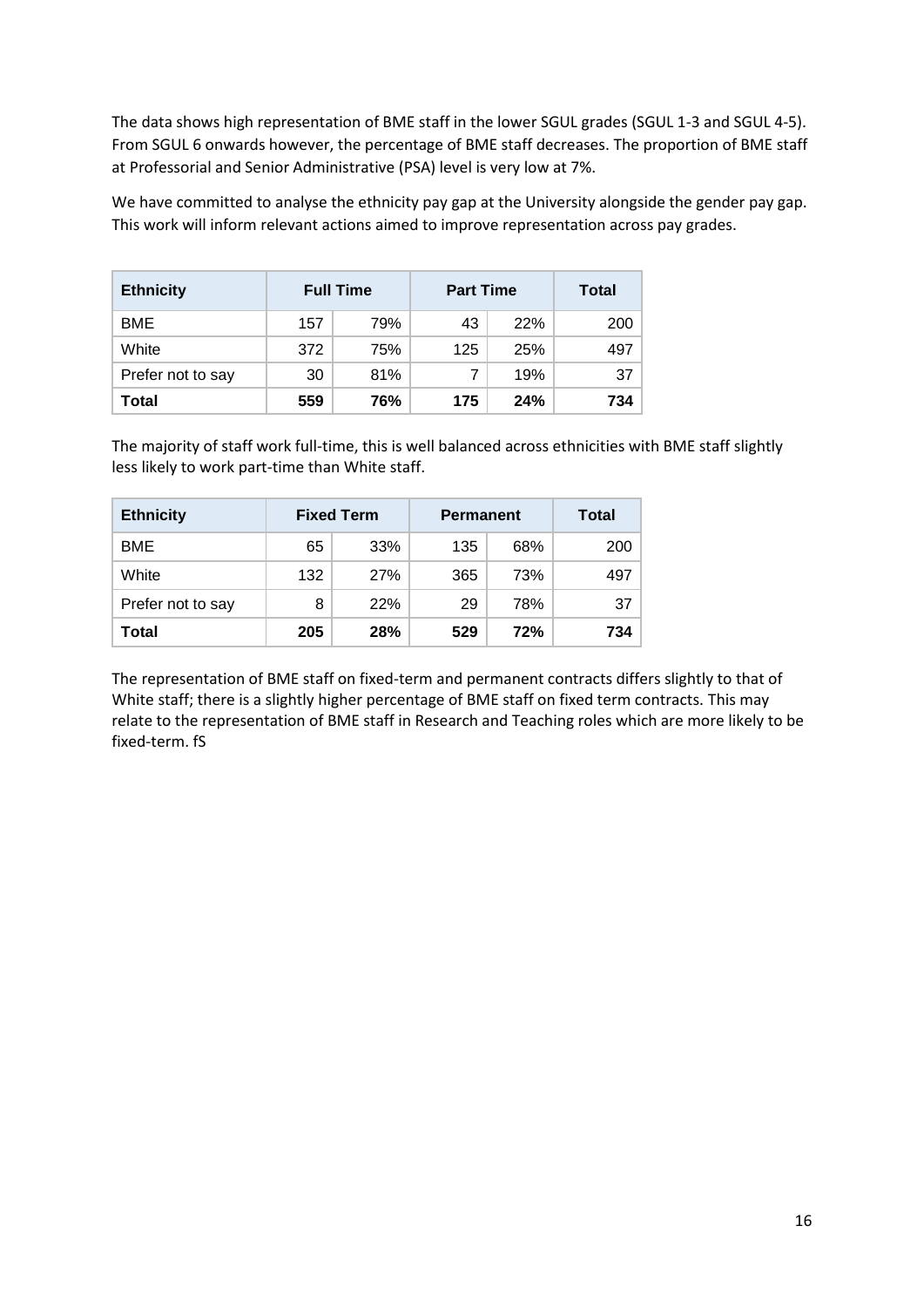The data shows high representation of BME staff in the lower SGUL grades (SGUL 1-3 and SGUL 4-5). From SGUL 6 onwards however, the percentage of BME staff decreases. The proportion of BME staff at Professorial and Senior Administrative (PSA) level is very low at 7%.

We have committed to analyse the ethnicity pay gap at the University alongside the gender pay gap. This work will inform relevant actions aimed to improve representation across pay grades.

| Ethnicity | Full Time | | Part Time | | Total |
|---|---|---|---|---|---|
| BME | 157 | 79% | 43 | 22% | 200 |
| White | 372 | 75% | 125 | 25% | 497 |
| Prefer not to say | 30 | 81% | 7 | 19% | 37 |
| **Total** | **559** | **76%** | **175** | **24%** | **734** |

The majority of staff work full-time, this is well balanced across ethnicities with BME staff slightly less likely to work part-time than White staff.

| Ethnicity | Fixed Term | | Permanent | | Total |
|---|---|---|---|---|---|
| BME | 65 | 33% | 135 | 68% | 200 |
| White | 132 | 27% | 365 | 73% | 497 |
| Prefer not to say | 8 | 22% | 29 | 78% | 37 |
| **Total** | **205** | **28%** | **529** | **72%** | **734** |

The representation of BME staff on fixed-term and permanent contracts differs slightly to that of White staff; there is a slightly higher percentage of BME staff on fixed term contracts. This may relate to the representation of BME staff in Research and Teaching roles which are more likely to be fixed-term. fS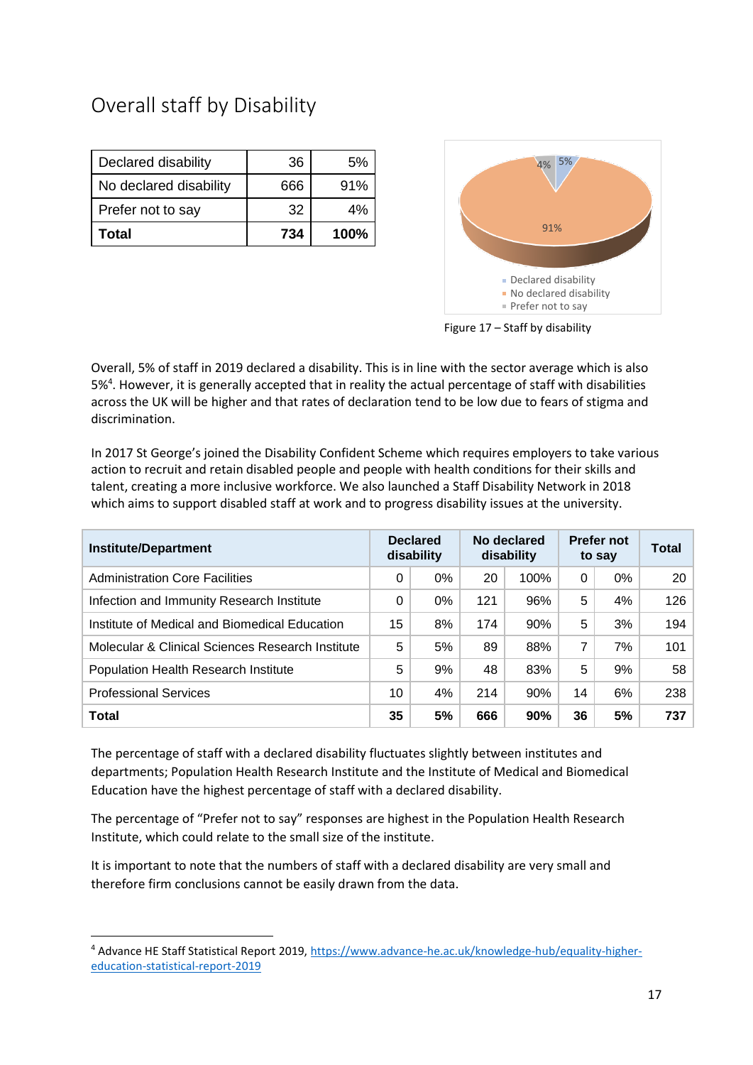## Overall staff by Disability

| Declared disability | 36 | 5% |
|---|---|---|
| No declared disability | 666 | 91% |
| Prefer not to say | 32 | 4% |
| **Total** | **734** | **100%** |

Figure 17 – Staff by disability

Overall, 5% of staff in 2019 declared a disability. This is in line with the sector average which is also 5%[4]. However, it is generally accepted that in reality the actual percentage of staff with disabilities across the UK will be higher and that rates of declaration tend to be low due to fears of stigma and discrimination.

In 2017 St George's joined the Disability Confident Scheme which requires employers to take various action to recruit and retain disabled people and people with health conditions for their skills and talent, creating a more inclusive workforce. We also launched a Staff Disability Network in 2018 which aims to support disabled staff at work and to progress disability issues at the university.

| Institute/Department | Declared disability | | No declared disability | | Prefer not to say | | Total |
|---|---|---|---|---|---|---|---|
| Administration Core Facilities | 0 | 0% | 20 | 100% | 0 | 0% | 20 |
| Infection and Immunity Research Institute | 0 | 0% | 121 | 96% | 5 | 4% | 126 |
| Institute of Medical and Biomedical Education | 15 | 8% | 174 | 90% | 5 | 3% | 194 |
| Molecular & Clinical Sciences Research Institute | 5 | 5% | 89 | 88% | 7 | 7% | 101 |
| Population Health Research Institute | 5 | 9% | 48 | 83% | 5 | 9% | 58 |
| Professional Services | 10 | 4% | 214 | 90% | 14 | 6% | 238 |
| **Total** | **35** | **5%** | **666** | **90%** | **36** | **5%** | **737** |

The percentage of staff with a declared disability fluctuates slightly between institutes and departments; Population Health Research Institute and the Institute of Medical and Biomedical Education have the highest percentage of staff with a declared disability.

The percentage of "Prefer not to say" responses are highest in the Population Health Research Institute, which could relate to the small size of the institute.

It is important to note that the numbers of staff with a declared disability are very small and therefore firm conclusions cannot be easily drawn from the data.

[4] Advance HE Staff Statistical Report 2019, https://www.advance-he.ac.uk/knowledge-hub/equality-higher-education-statistical-report-2019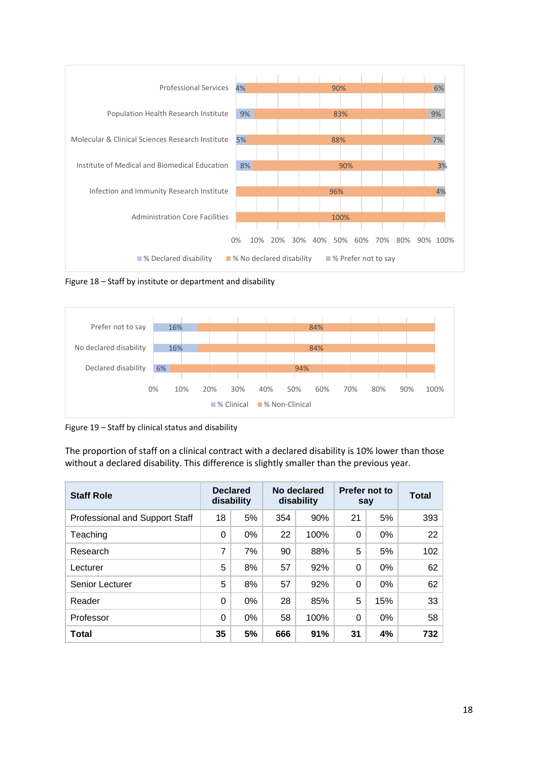Figure 18 – Staff by institute or department and disability

Figure 19 – Staff by clinical status and disability

The proportion of staff on a clinical contract with a declared disability is 10% lower than those without a declared disability. This difference is slightly smaller than the previous year.

| Staff Role | Declared disability | | No declared disability | | Prefer not to say | | Total |
|---|---|---|---|---|---|---|---|
| Professional and Support Staff | 18 | 5% | 354 | 90% | 21 | 5% | 393 |
| Teaching | 0 | 0% | 22 | 100% | 0 | 0% | 22 |
| Research | 7 | 7% | 90 | 88% | 5 | 5% | 102 |
| Lecturer | 5 | 8% | 57 | 92% | 0 | 0% | 62 |
| Senior Lecturer | 5 | 8% | 57 | 92% | 0 | 0% | 62 |
| Reader | 0 | 0% | 28 | 85% | 5 | 15% | 33 |
| Professor | 0 | 0% | 58 | 100% | 0 | 0% | 58 |
| **Total** | **35** | **5%** | **666** | **91%** | **31** | **4%** | **732** |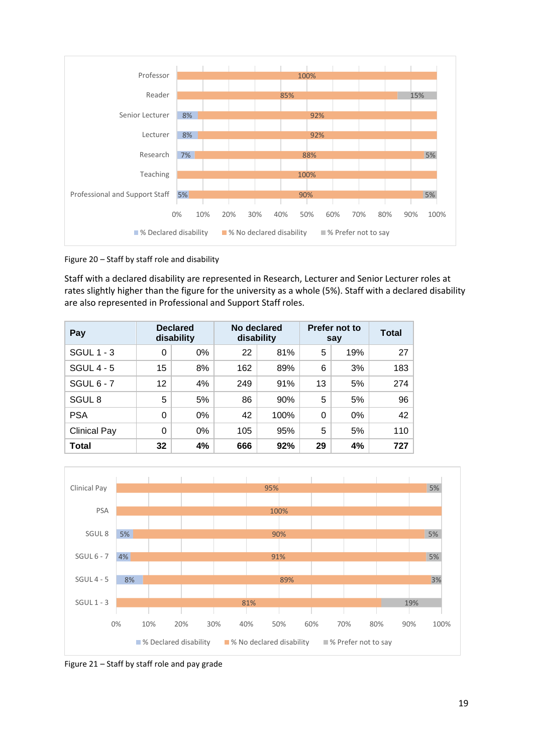Figure 20 – Staff by staff role and disability

Staff with a declared disability are represented in Research, Lecturer and Senior Lecturer roles at rates slightly higher than the figure for the university as a whole (5%). Staff with a declared disability are also represented in Professional and Support Staff roles.

| Pay | Declared disability | | No declared disability | | Prefer not to say | | Total |
|---|---|---|---|---|---|---|---|
| SGUL 1 - 3 | 0 | 0% | 22 | 81% | 5 | 19% | 27 |
| SGUL 4 - 5 | 15 | 8% | 162 | 89% | 6 | 3% | 183 |
| SGUL 6 - 7 | 12 | 4% | 249 | 91% | 13 | 5% | 274 |
| SGUL 8 | 5 | 5% | 86 | 90% | 5 | 5% | 96 |
| PSA | 0 | 0% | 42 | 100% | 0 | 0% | 42 |
| Clinical Pay | 0 | 0% | 105 | 95% | 5 | 5% | 110 |
| **Total** | **32** | **4%** | **666** | **92%** | **29** | **4%** | **727** |

Figure 21 – Staff by staff role and pay grade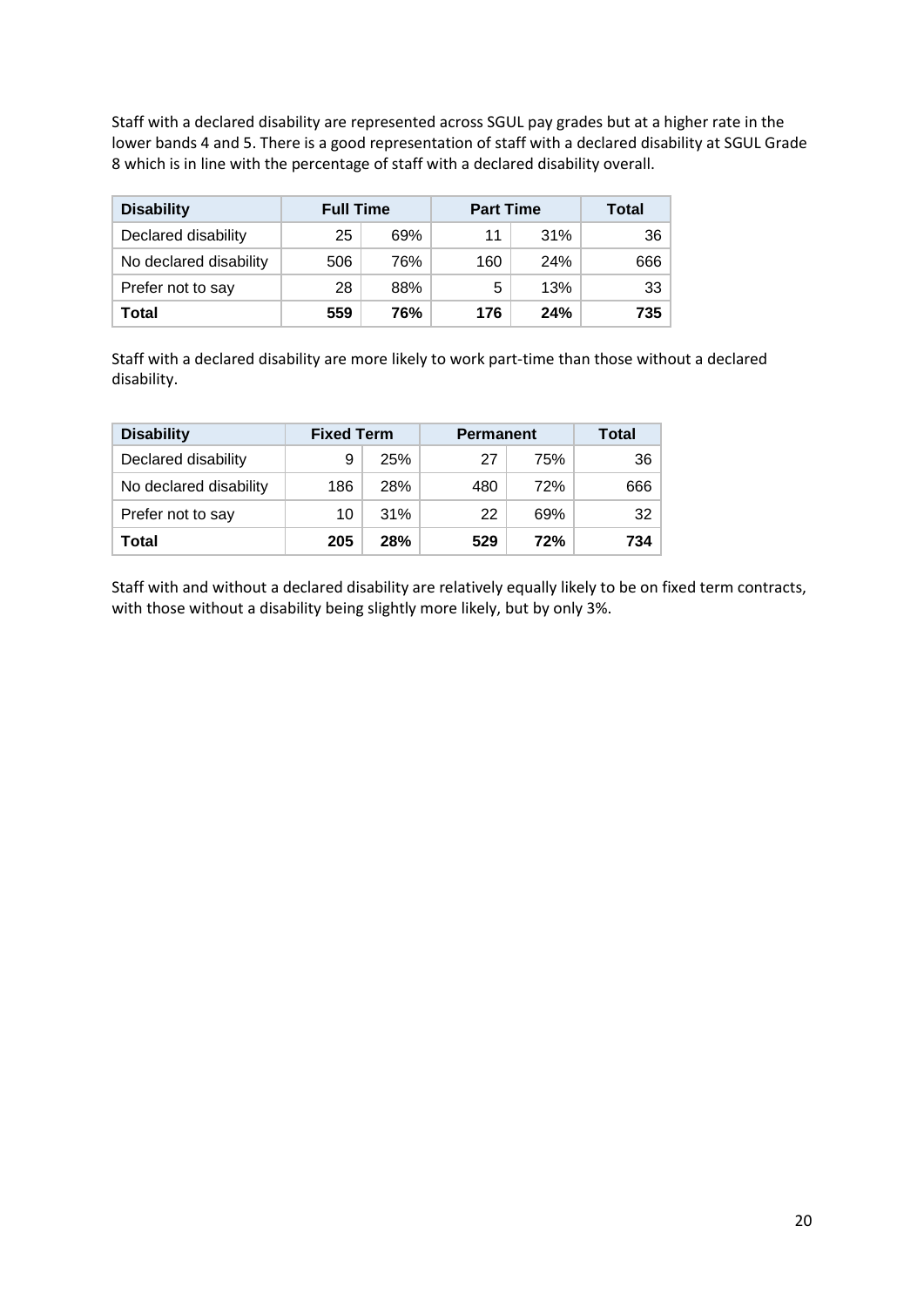Staff with a declared disability are represented across SGUL pay grades but at a higher rate in the lower bands 4 and 5. There is a good representation of staff with a declared disability at SGUL Grade 8 which is in line with the percentage of staff with a declared disability overall.

| **Disability** | **Full Time** | | **Part Time** | | **Total** |
|---|---|---|---|---|---|
| Declared disability | 25 | 69% | 11 | 31% | 36 |
| No declared disability | 506 | 76% | 160 | 24% | 666 |
| Prefer not to say | 28 | 88% | 5 | 13% | 33 |
| **Total** | **559** | **76%** | **176** | **24%** | **735** |

Staff with a declared disability are more likely to work part-time than those without a declared disability.

| **Disability** | **Fixed Term** | | **Permanent** | | **Total** |
|---|---|---|---|---|---|
| Declared disability | 9 | 25% | 27 | 75% | 36 |
| No declared disability | 186 | 28% | 480 | 72% | 666 |
| Prefer not to say | 10 | 31% | 22 | 69% | 32 |
| **Total** | **205** | **28%** | **529** | **72%** | **734** |

Staff with and without a declared disability are relatively equally likely to be on fixed term contracts, with those without a disability being slightly more likely, but by only 3%.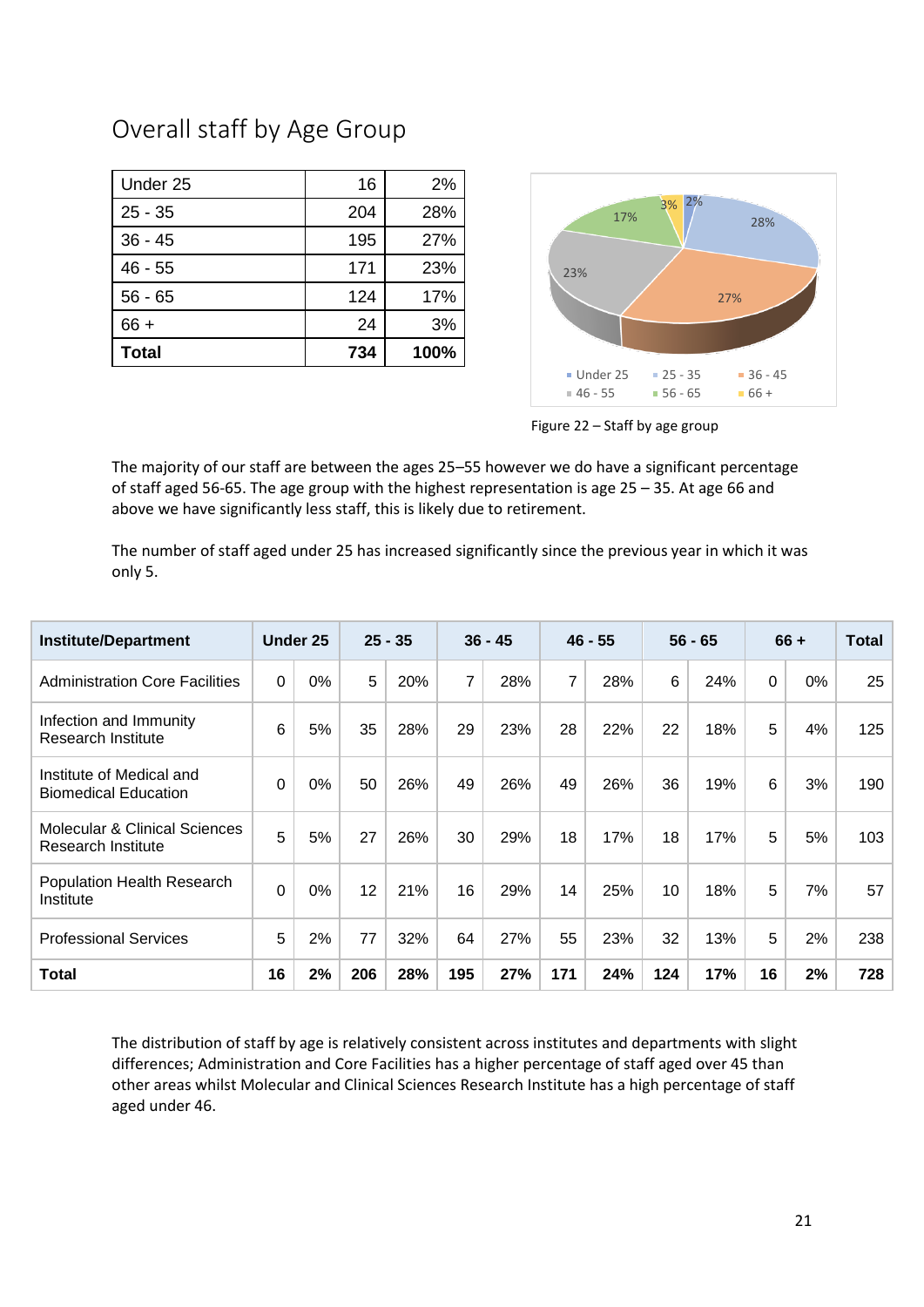## Overall staff by Age Group

| | | |
|---|---|---|
| Under 25 | 16 | 2% |
| 25 - 35 | 204 | 28% |
| 36 - 45 | 195 | 27% |
| 46 - 55 | 171 | 23% |
| 56 - 65 | 124 | 17% |
| 66 + | 24 | 3% |
| **Total** | **734** | **100%** |

Figure 22 – Staff by age group

The majority of our staff are between the ages 25–55 however we do have a significant percentage of staff aged 56-65. The age group with the highest representation is age 25 – 35. At age 66 and above we have significantly less staff, this is likely due to retirement.

The number of staff aged under 25 has increased significantly since the previous year in which it was only 5.

| Institute/Department | Under 25 | | 25 - 35 | | 36 - 45 | | 46 - 55 | | 56 - 65 | | 66 + | | Total |
|---|---|---|---|---|---|---|---|---|---|---|---|---|---|
| Administration Core Facilities | 0 | 0% | 5 | 20% | 7 | 28% | 7 | 28% | 6 | 24% | 0 | 0% | 25 |
| Infection and Immunity Research Institute | 6 | 5% | 35 | 28% | 29 | 23% | 28 | 22% | 22 | 18% | 5 | 4% | 125 |
| Institute of Medical and Biomedical Education | 0 | 0% | 50 | 26% | 49 | 26% | 49 | 26% | 36 | 19% | 6 | 3% | 190 |
| Molecular & Clinical Sciences Research Institute | 5 | 5% | 27 | 26% | 30 | 29% | 18 | 17% | 18 | 17% | 5 | 5% | 103 |
| Population Health Research Institute | 0 | 0% | 12 | 21% | 16 | 29% | 14 | 25% | 10 | 18% | 5 | 7% | 57 |
| Professional Services | 5 | 2% | 77 | 32% | 64 | 27% | 55 | 23% | 32 | 13% | 5 | 2% | 238 |
| **Total** | **16** | **2%** | **206** | **28%** | **195** | **27%** | **171** | **24%** | **124** | **17%** | **16** | **2%** | **728** |

The distribution of staff by age is relatively consistent across institutes and departments with slight differences; Administration and Core Facilities has a higher percentage of staff aged over 45 than other areas whilst Molecular and Clinical Sciences Research Institute has a high percentage of staff aged under 46.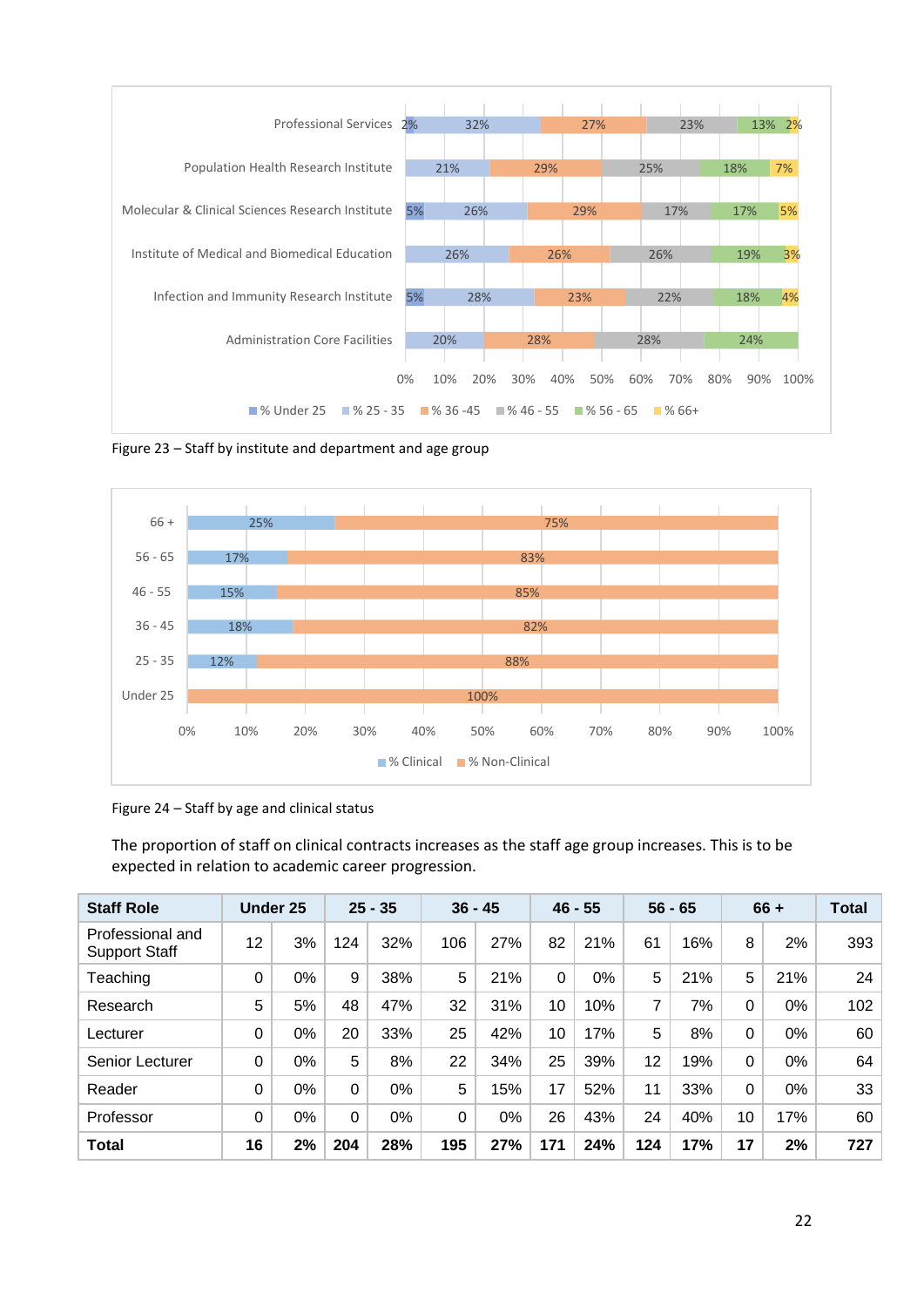Figure 23 – Staff by institute and department and age group

Figure 24 – Staff by age and clinical status

The proportion of staff on clinical contracts increases as the staff age group increases. This is to be expected in relation to academic career progression.

| Staff Role | Under 25 | | 25 - 35 | | 36 - 45 | | 46 - 55 | | 56 - 65 | | 66 + | | Total |
|---|---|---|---|---|---|---|---|---|---|---|---|---|---|
| Professional and Support Staff | 12 | 3% | 124 | 32% | 106 | 27% | 82 | 21% | 61 | 16% | 8 | 2% | 393 |
| Teaching | 0 | 0% | 9 | 38% | 5 | 21% | 0 | 0% | 5 | 21% | 5 | 21% | 24 |
| Research | 5 | 5% | 48 | 47% | 32 | 31% | 10 | 10% | 7 | 7% | 0 | 0% | 102 |
| Lecturer | 0 | 0% | 20 | 33% | 25 | 42% | 10 | 17% | 5 | 8% | 0 | 0% | 60 |
| Senior Lecturer | 0 | 0% | 5 | 8% | 22 | 34% | 25 | 39% | 12 | 19% | 0 | 0% | 64 |
| Reader | 0 | 0% | 0 | 0% | 5 | 15% | 17 | 52% | 11 | 33% | 0 | 0% | 33 |
| Professor | 0 | 0% | 0 | 0% | 0 | 0% | 26 | 43% | 24 | 40% | 10 | 17% | 60 |
| **Total** | **16** | **2%** | **204** | **28%** | **195** | **27%** | **171** | **24%** | **124** | **17%** | **17** | **2%** | **727** |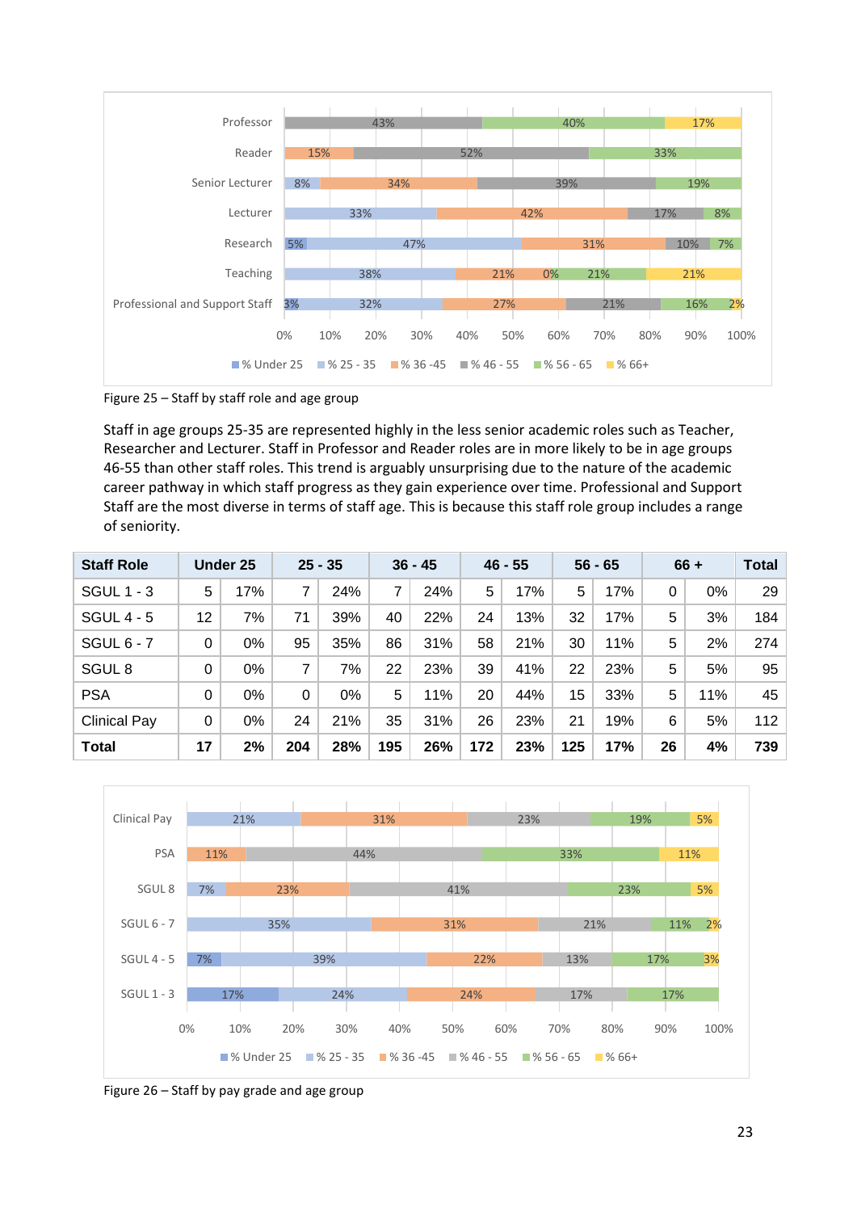Figure 25 – Staff by staff role and age group

Staff in age groups 25-35 are represented highly in the less senior academic roles such as Teacher, Researcher and Lecturer. Staff in Professor and Reader roles are in more likely to be in age groups 46-55 than other staff roles. This trend is arguably unsurprising due to the nature of the academic career pathway in which staff progress as they gain experience over time. Professional and Support Staff are the most diverse in terms of staff age. This is because this staff role group includes a range of seniority.

| Staff Role | Under 25 | | 25 - 35 | | 36 - 45 | | 46 - 55 | | 56 - 65 | | 66 + | | Total |
|---|---|---|---|---|---|---|---|---|---|---|---|---|---|
| SGUL 1 - 3 | 5 | 17% | 7 | 24% | 7 | 24% | 5 | 17% | 5 | 17% | 0 | 0% | 29 |
| SGUL 4 - 5 | 12 | 7% | 71 | 39% | 40 | 22% | 24 | 13% | 32 | 17% | 5 | 3% | 184 |
| SGUL 6 - 7 | 0 | 0% | 95 | 35% | 86 | 31% | 58 | 21% | 30 | 11% | 5 | 2% | 274 |
| SGUL 8 | 0 | 0% | 7 | 7% | 22 | 23% | 39 | 41% | 22 | 23% | 5 | 5% | 95 |
| PSA | 0 | 0% | 0 | 0% | 5 | 11% | 20 | 44% | 15 | 33% | 5 | 11% | 45 |
| Clinical Pay | 0 | 0% | 24 | 21% | 35 | 31% | 26 | 23% | 21 | 19% | 6 | 5% | 112 |
| **Total** | **17** | **2%** | **204** | **28%** | **195** | **26%** | **172** | **23%** | **125** | **17%** | **26** | **4%** | **739** |

Figure 26 – Staff by pay grade and age group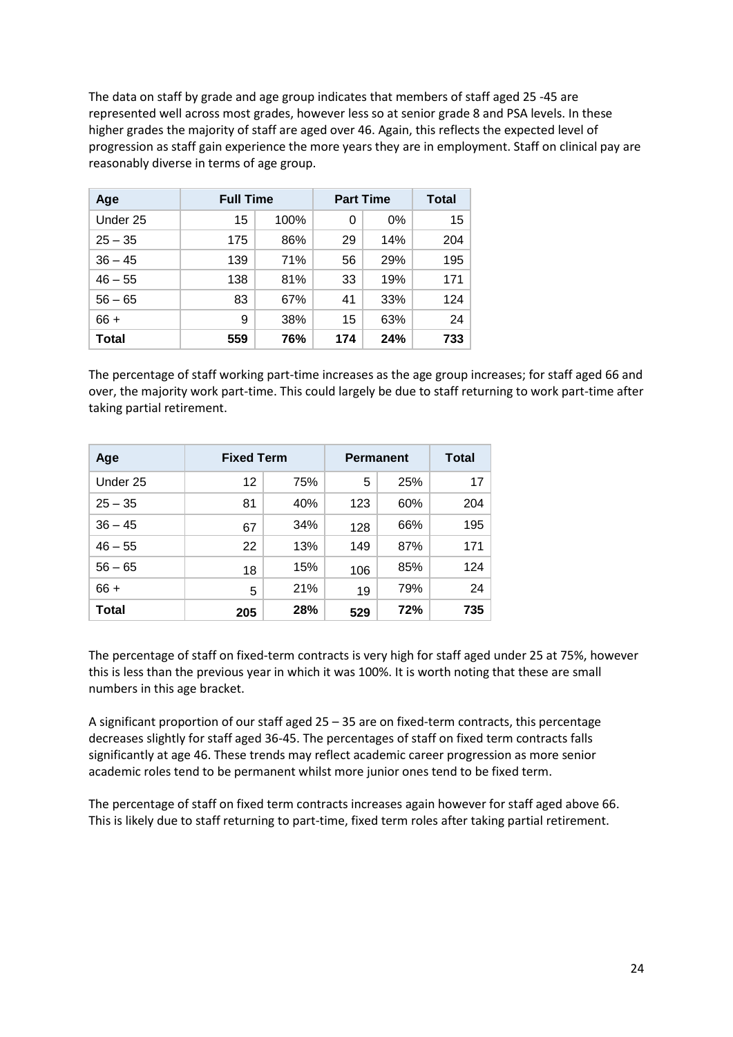The data on staff by grade and age group indicates that members of staff aged 25 -45 are represented well across most grades, however less so at senior grade 8 and PSA levels. In these higher grades the majority of staff are aged over 46. Again, this reflects the expected level of progression as staff gain experience the more years they are in employment. Staff on clinical pay are reasonably diverse in terms of age group.

| Age | Full Time | | Part Time | | Total |
|---|---|---|---|---|---|
| Under 25 | 15 | 100% | 0 | 0% | 15 |
| 25 – 35 | 175 | 86% | 29 | 14% | 204 |
| 36 – 45 | 139 | 71% | 56 | 29% | 195 |
| 46 – 55 | 138 | 81% | 33 | 19% | 171 |
| 56 – 65 | 83 | 67% | 41 | 33% | 124 |
| 66 + | 9 | 38% | 15 | 63% | 24 |
| **Total** | **559** | **76%** | **174** | **24%** | **733** |

The percentage of staff working part-time increases as the age group increases; for staff aged 66 and over, the majority work part-time. This could largely be due to staff returning to work part-time after taking partial retirement.

| Age | Fixed Term | | Permanent | | Total |
|---|---|---|---|---|---|
| Under 25 | 12 | 75% | 5 | 25% | 17 |
| 25 – 35 | 81 | 40% | 123 | 60% | 204 |
| 36 – 45 | 67 | 34% | 128 | 66% | 195 |
| 46 – 55 | 22 | 13% | 149 | 87% | 171 |
| 56 – 65 | 18 | 15% | 106 | 85% | 124 |
| 66 + | 5 | 21% | 19 | 79% | 24 |
| **Total** | **205** | **28%** | **529** | **72%** | **735** |

The percentage of staff on fixed-term contracts is very high for staff aged under 25 at 75%, however this is less than the previous year in which it was 100%. It is worth noting that these are small numbers in this age bracket.

A significant proportion of our staff aged 25 – 35 are on fixed-term contracts, this percentage decreases slightly for staff aged 36-45. The percentages of staff on fixed term contracts falls significantly at age 46. These trends may reflect academic career progression as more senior academic roles tend to be permanent whilst more junior ones tend to be fixed term.

The percentage of staff on fixed term contracts increases again however for staff aged above 66. This is likely due to staff returning to part-time, fixed term roles after taking partial retirement.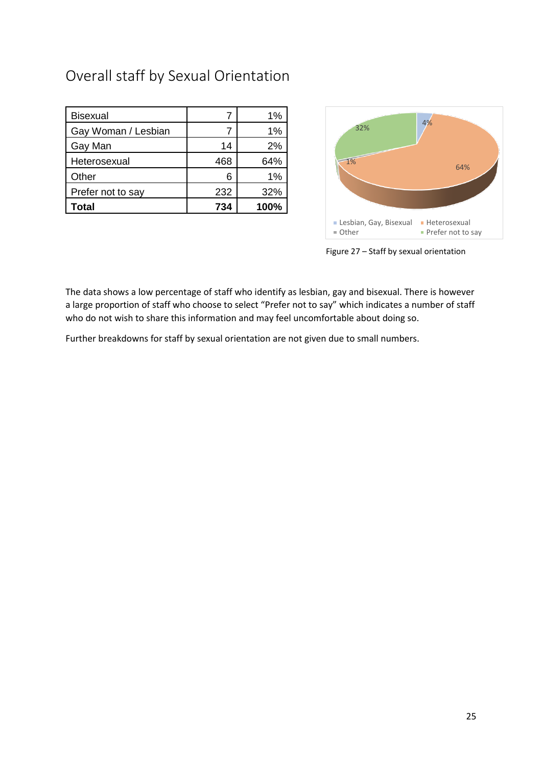## Overall staff by Sexual Orientation

| | | |
|---|---|---|
| Bisexual | 7 | 1% |
| Gay Woman / Lesbian | 7 | 1% |
| Gay Man | 14 | 2% |
| Heterosexual | 468 | 64% |
| Other | 6 | 1% |
| Prefer not to say | 232 | 32% |
| **Total** | **734** | **100%** |

Figure 27 – Staff by sexual orientation

The data shows a low percentage of staff who identify as lesbian, gay and bisexual. There is however a large proportion of staff who choose to select "Prefer not to say" which indicates a number of staff who do not wish to share this information and may feel uncomfortable about doing so.

Further breakdowns for staff by sexual orientation are not given due to small numbers.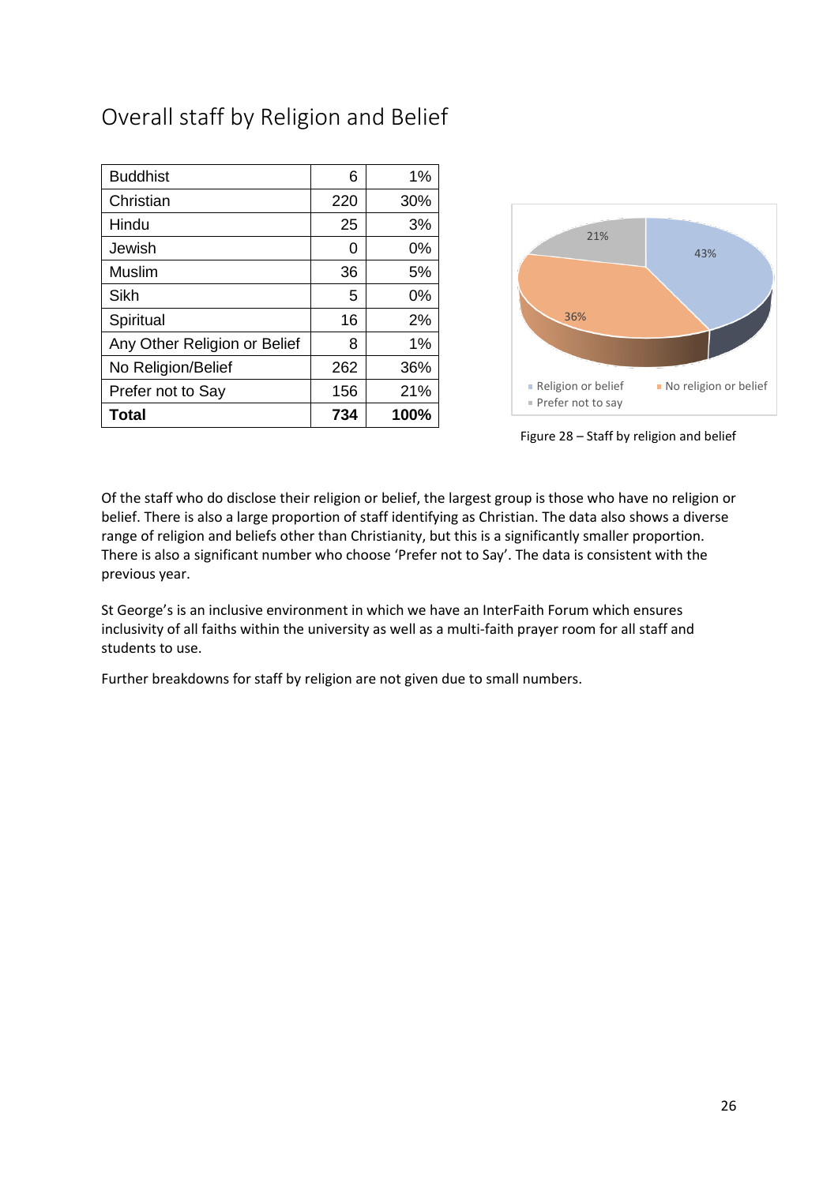## Overall staff by Religion and Belief

| | | |
|---|---|---|
| Buddhist | 6 | 1% |
| Christian | 220 | 30% |
| Hindu | 25 | 3% |
| Jewish | 0 | 0% |
| Muslim | 36 | 5% |
| Sikh | 5 | 0% |
| Spiritual | 16 | 2% |
| Any Other Religion or Belief | 8 | 1% |
| No Religion/Belief | 262 | 36% |
| Prefer not to Say | 156 | 21% |
| **Total** | **734** | **100%** |

21%
43%
36%
Religion or belief
No religion or belief
Prefer not to say

Figure 28 – Staff by religion and belief

Of the staff who do disclose their religion or belief, the largest group is those who have no religion or belief. There is also a large proportion of staff identifying as Christian. The data also shows a diverse range of religion and beliefs other than Christianity, but this is a significantly smaller proportion. There is also a significant number who choose 'Prefer not to Say'. The data is consistent with the previous year.

St George's is an inclusive environment in which we have an InterFaith Forum which ensures inclusivity of all faiths within the university as well as a multi-faith prayer room for all staff and students to use.

Further breakdowns for staff by religion are not given due to small numbers.